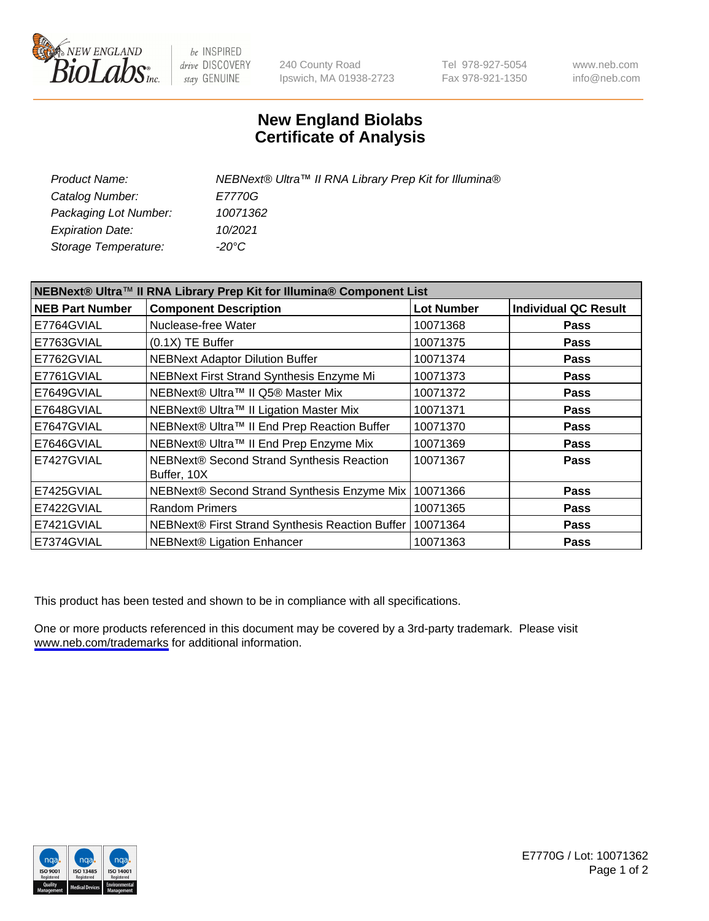# New England Biolabs
# Certificate of Analysis

| | |
|---|---|
| *Product Name:* | *NEBNext® Ultra™ II RNA Library Prep Kit for Illumina®* |
| *Catalog Number:* | *E7770G* |
| *Packaging Lot Number:* | *10071362* |
| *Expiration Date:* | *10/2021* |
| *Storage Temperature:* | *-20°C* |

| NEBNext® Ultra™ II RNA Library Prep Kit for Illumina® Component List | | | |
|---|---|---|---|
| **NEB Part Number** | **Component Description** | **Lot Number** | **Individual QC Result** |
| E7764GVIAL | Nuclease-free Water | 10071368 | **Pass** |
| E7763GVIAL | (0.1X) TE Buffer | 10071375 | **Pass** |
| E7762GVIAL | NEBNext Adaptor Dilution Buffer | 10071374 | **Pass** |
| E7761GVIAL | NEBNext First Strand Synthesis Enzyme Mi | 10071373 | **Pass** |
| E7649GVIAL | NEBNext® Ultra™ II Q5® Master Mix | 10071372 | **Pass** |
| E7648GVIAL | NEBNext® Ultra™ II Ligation Master Mix | 10071371 | **Pass** |
| E7647GVIAL | NEBNext® Ultra™ II End Prep Reaction Buffer | 10071370 | **Pass** |
| E7646GVIAL | NEBNext® Ultra™ II End Prep Enzyme Mix | 10071369 | **Pass** |
| E7427GVIAL | NEBNext® Second Strand Synthesis Reaction Buffer, 10X | 10071367 | **Pass** |
| E7425GVIAL | NEBNext® Second Strand Synthesis Enzyme Mix | 10071366 | **Pass** |
| E7422GVIAL | Random Primers | 10071365 | **Pass** |
| E7421GVIAL | NEBNext® First Strand Synthesis Reaction Buffer | 10071364 | **Pass** |
| E7374GVIAL | NEBNext® Ligation Enhancer | 10071363 | **Pass** |

This product has been tested and shown to be in compliance with all specifications.

One or more products referenced in this document may be covered by a 3rd-party trademark. Please visit www.neb.com/trademarks for additional information.

E7770G / Lot: 10071362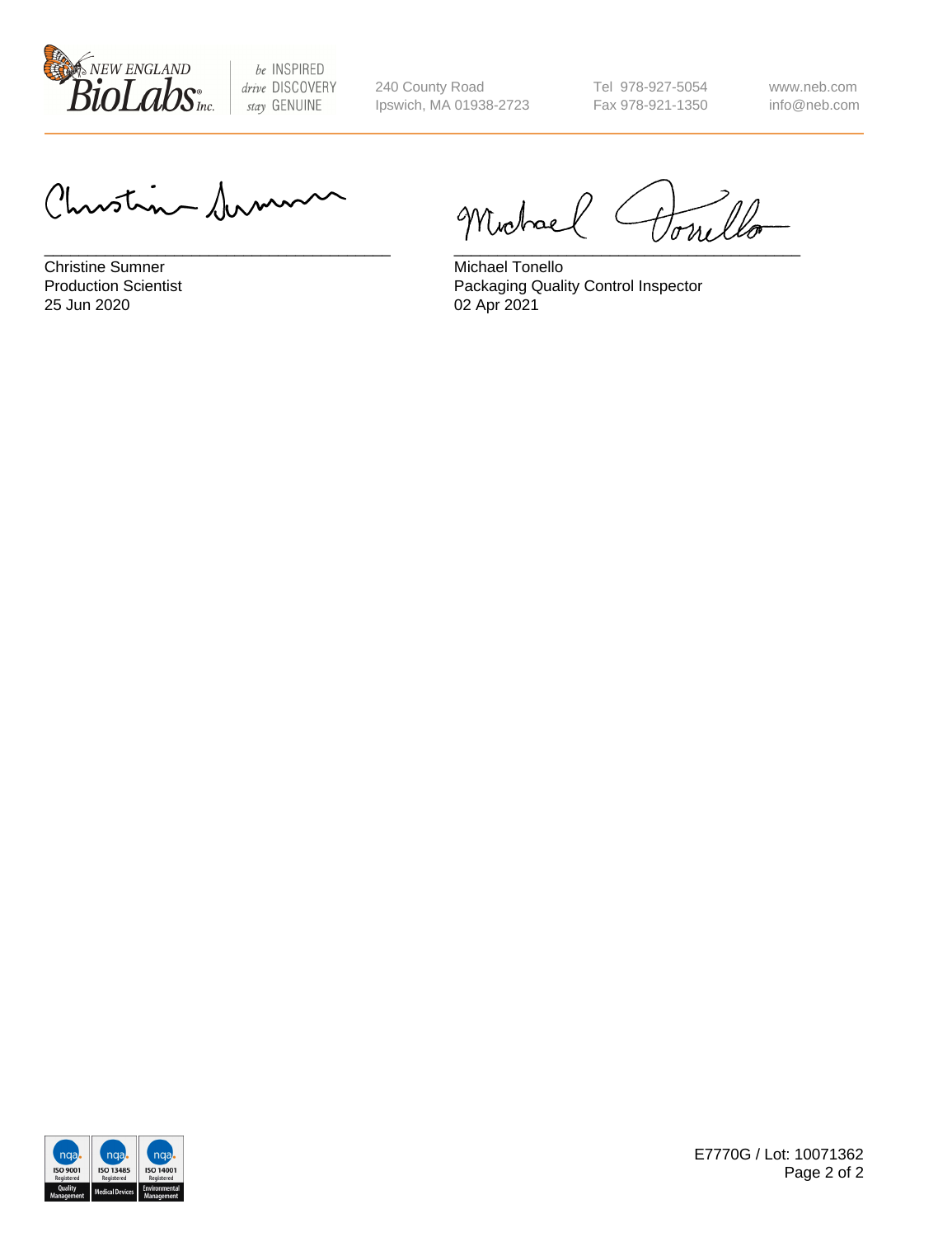240 County Road
Ipswich, MA 01938-2723

Tel 978-927-5054
Fax 978-921-1350

www.neb.com
info@neb.com

Christine Sumner
Production Scientist
25 Jun 2020

Michael Tonello
Packaging Quality Control Inspector
02 Apr 2021

E7770G / Lot: 10071362